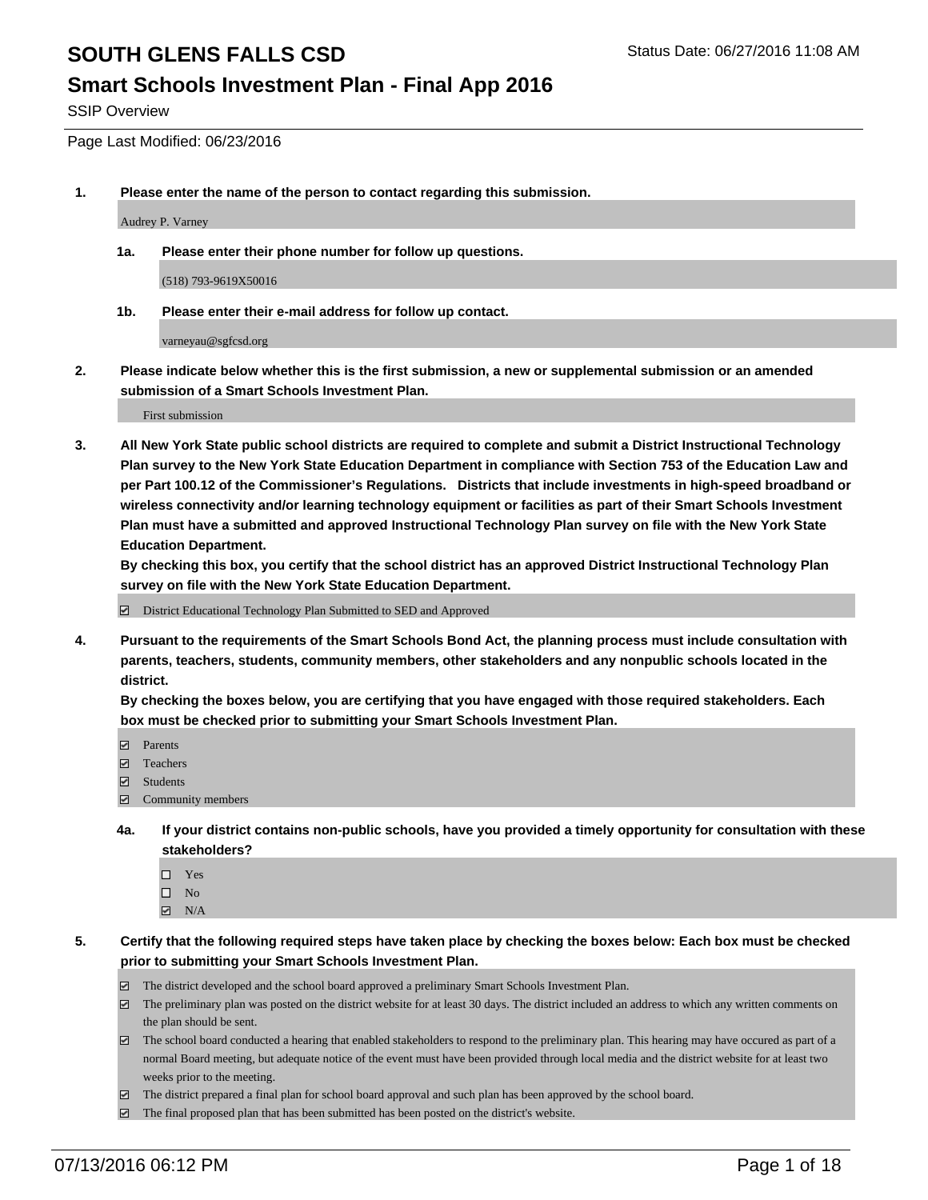# SOUTH GLENS FALLS CSD

Status Date: 06/27/2016 11:08 AM

## Smart Schools Investment Plan - Final App 2016

SSIP Overview

Page Last Modified: 06/23/2016

**1. Please enter the name of the person to contact regarding this submission.**

Audrey P. Varney

**1a. Please enter their phone number for follow up questions.**

(518) 793-9619X50016

**1b. Please enter their e-mail address for follow up contact.**

varneyau@sgfcsd.org

**2. Please indicate below whether this is the first submission, a new or supplemental submission or an amended submission of a Smart Schools Investment Plan.**

First submission

**3. All New York State public school districts are required to complete and submit a District Instructional Technology Plan survey to the New York State Education Department in compliance with Section 753 of the Education Law and per Part 100.12 of the Commissioner's Regulations. Districts that include investments in high-speed broadband or wireless connectivity and/or learning technology equipment or facilities as part of their Smart Schools Investment Plan must have a submitted and approved Instructional Technology Plan survey on file with the New York State Education Department.**
**By checking this box, you certify that the school district has an approved District Instructional Technology Plan survey on file with the New York State Education Department.**

☑ District Educational Technology Plan Submitted to SED and Approved

**4. Pursuant to the requirements of the Smart Schools Bond Act, the planning process must include consultation with parents, teachers, students, community members, other stakeholders and any nonpublic schools located in the district.**
**By checking the boxes below, you are certifying that you have engaged with those required stakeholders. Each box must be checked prior to submitting your Smart Schools Investment Plan.**

☑ Parents
☑ Teachers
☑ Students
☑ Community members

**4a. If your district contains non-public schools, have you provided a timely opportunity for consultation with these stakeholders?**

☐ Yes
☐ No
☑ N/A

**5. Certify that the following required steps have taken place by checking the boxes below: Each box must be checked prior to submitting your Smart Schools Investment Plan.**

☑ The district developed and the school board approved a preliminary Smart Schools Investment Plan.
☑ The preliminary plan was posted on the district website for at least 30 days. The district included an address to which any written comments on the plan should be sent.
☑ The school board conducted a hearing that enabled stakeholders to respond to the preliminary plan. This hearing may have occured as part of a normal Board meeting, but adequate notice of the event must have been provided through local media and the district website for at least two weeks prior to the meeting.
☑ The district prepared a final plan for school board approval and such plan has been approved by the school board.
☑ The final proposed plan that has been submitted has been posted on the district's website.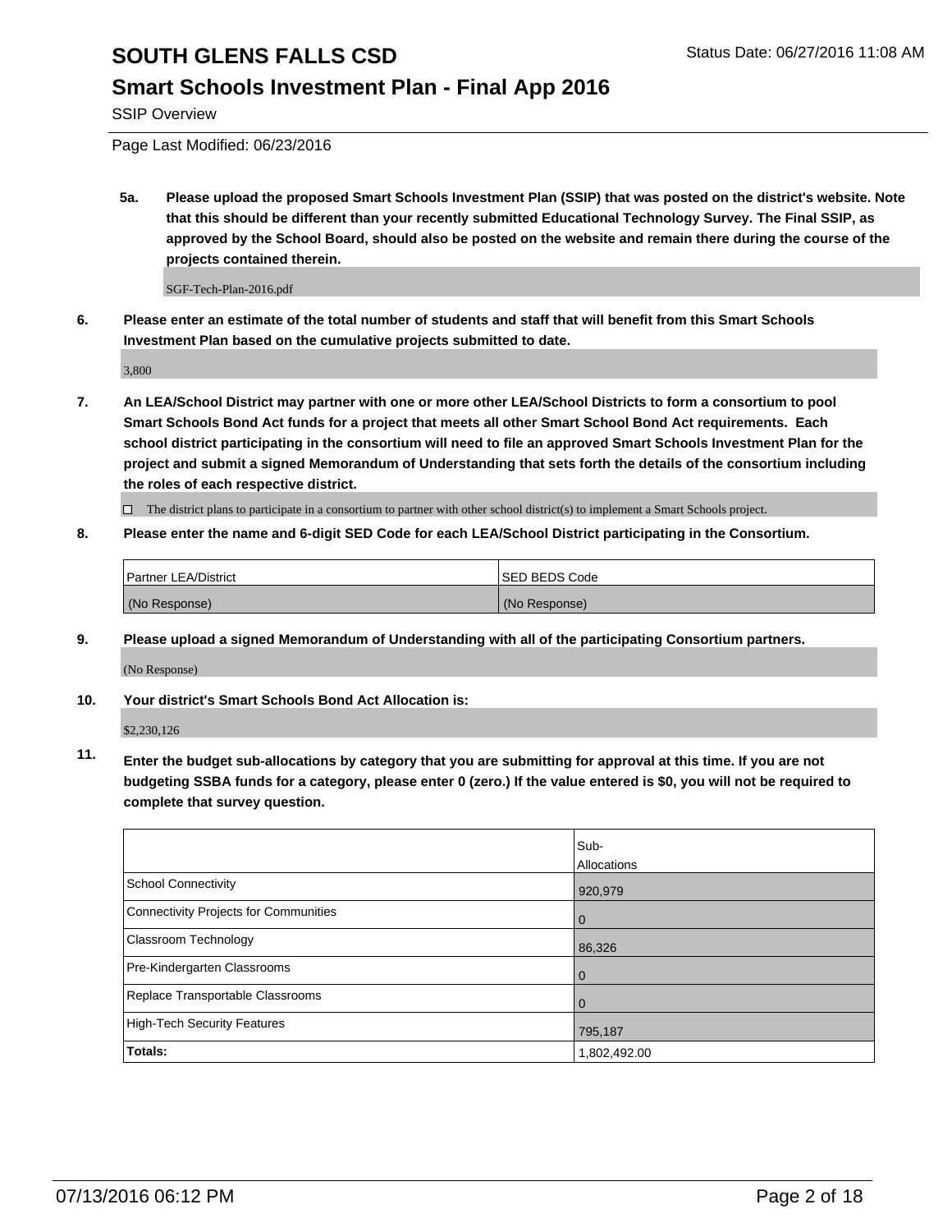5a. **Please upload the proposed Smart Schools Investment Plan (SSIP) that was posted on the district's website. Note that this should be different than your recently submitted Educational Technology Survey. The Final SSIP, as approved by the School Board, should also be posted on the website and remain there during the course of the projects contained therein.**

SGF-Tech-Plan-2016.pdf

6. **Please enter an estimate of the total number of students and staff that will benefit from this Smart Schools Investment Plan based on the cumulative projects submitted to date.**

3,800

7. **An LEA/School District may partner with one or more other LEA/School Districts to form a consortium to pool Smart Schools Bond Act funds for a project that meets all other Smart School Bond Act requirements. Each school district participating in the consortium will need to file an approved Smart Schools Investment Plan for the project and submit a signed Memorandum of Understanding that sets forth the details of the consortium including the roles of each respective district.**

☐ The district plans to participate in a consortium to partner with other school district(s) to implement a Smart Schools project.

8. **Please enter the name and 6-digit SED Code for each LEA/School District participating in the Consortium.**

| Partner LEA/District | SED BEDS Code |
|---|---|
| (No Response) | (No Response) |

9. **Please upload a signed Memorandum of Understanding with all of the participating Consortium partners.**

(No Response)

10. **Your district's Smart Schools Bond Act Allocation is:**

$2,230,126

11. **Enter the budget sub-allocations by category that you are submitting for approval at this time. If you are not budgeting SSBA funds for a category, please enter 0 (zero.) If the value entered is $0, you will not be required to complete that survey question.**

| | Sub-Allocations |
|---|---|
| School Connectivity | 920,979 |
| Connectivity Projects for Communities | 0 |
| Classroom Technology | 86,326 |
| Pre-Kindergarten Classrooms | 0 |
| Replace Transportable Classrooms | 0 |
| High-Tech Security Features | 795,187 |
| **Totals:** | 1,802,492.00 |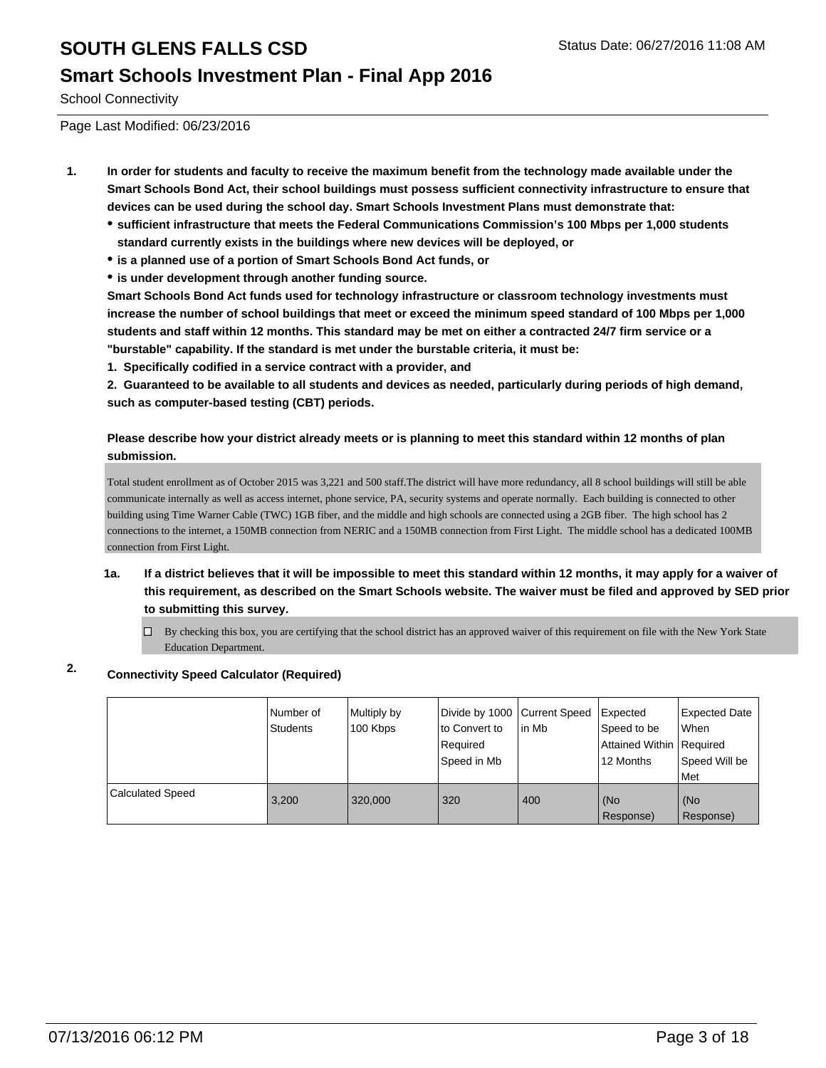# SOUTH GLENS FALLS CSD

## Smart Schools Investment Plan - Final App 2016

School Connectivity

Status Date: 06/27/2016 11:08 AM

Page Last Modified: 06/23/2016

1. **In order for students and faculty to receive the maximum benefit from the technology made available under the Smart Schools Bond Act, their school buildings must possess sufficient connectivity infrastructure to ensure that devices can be used during the school day. Smart Schools Investment Plans must demonstrate that:**
   - **sufficient infrastructure that meets the Federal Communications Commission's 100 Mbps per 1,000 students standard currently exists in the buildings where new devices will be deployed, or**
   - **is a planned use of a portion of Smart Schools Bond Act funds, or**
   - **is under development through another funding source.**

   **Smart Schools Bond Act funds used for technology infrastructure or classroom technology investments must increase the number of school buildings that meet or exceed the minimum speed standard of 100 Mbps per 1,000 students and staff within 12 months. This standard may be met on either a contracted 24/7 firm service or a "burstable" capability. If the standard is met under the burstable criteria, it must be:**

   **1. Specifically codified in a service contract with a provider, and**

   **2. Guaranteed to be available to all students and devices as needed, particularly during periods of high demand, such as computer-based testing (CBT) periods.**

   **Please describe how your district already meets or is planning to meet this standard within 12 months of plan submission.**

   Total student enrollment as of October 2015 was 3,221 and 500 staff.The district will have more redundancy, all 8 school buildings will still be able communicate internally as well as access internet, phone service, PA, security systems and operate normally. Each building is connected to other building using Time Warner Cable (TWC) 1GB fiber, and the middle and high schools are connected using a 2GB fiber. The high school has 2 connections to the internet, a 150MB connection from NERIC and a 150MB connection from First Light. The middle school has a dedicated 100MB connection from First Light.

   1a. **If a district believes that it will be impossible to meet this standard within 12 months, it may apply for a waiver of this requirement, as described on the Smart Schools website. The waiver must be filed and approved by SED prior to submitting this survey.**

   ☐ By checking this box, you are certifying that the school district has an approved waiver of this requirement on file with the New York State Education Department.

2. **Connectivity Speed Calculator (Required)**

| | Number of Students | Multiply by 100 Kbps | Divide by 1000 to Convert to Required Speed in Mb | Current Speed in Mb | Expected Speed to be Attained Within 12 Months | Expected Date When Required Speed Will be Met |
|---|---|---|---|---|---|---|
| Calculated Speed | 3,200 | 320,000 | 320 | 400 | (No Response) | (No Response) |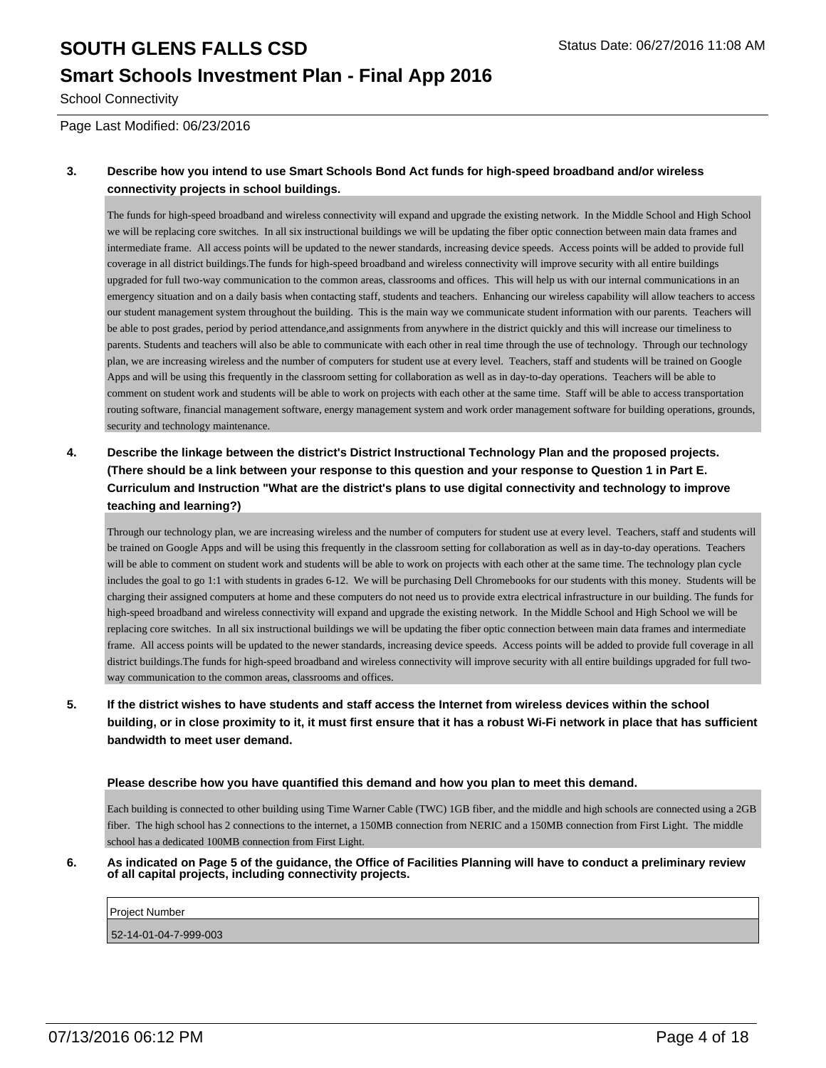# SOUTH GLENS FALLS CSD

## Smart Schools Investment Plan - Final App 2016

School Connectivity

Page Last Modified: 06/23/2016

**3. Describe how you intend to use Smart Schools Bond Act funds for high-speed broadband and/or wireless connectivity projects in school buildings.**

The funds for high-speed broadband and wireless connectivity will expand and upgrade the existing network. In the Middle School and High School we will be replacing core switches. In all six instructional buildings we will be updating the fiber optic connection between main data frames and intermediate frame. All access points will be updated to the newer standards, increasing device speeds. Access points will be added to provide full coverage in all district buildings.The funds for high-speed broadband and wireless connectivity will improve security with all entire buildings upgraded for full two-way communication to the common areas, classrooms and offices. This will help us with our internal communications in an emergency situation and on a daily basis when contacting staff, students and teachers. Enhancing our wireless capability will allow teachers to access our student management system throughout the building. This is the main way we communicate student information with our parents. Teachers will be able to post grades, period by period attendance,and assignments from anywhere in the district quickly and this will increase our timeliness to parents. Students and teachers will also be able to communicate with each other in real time through the use of technology. Through our technology plan, we are increasing wireless and the number of computers for student use at every level. Teachers, staff and students will be trained on Google Apps and will be using this frequently in the classroom setting for collaboration as well as in day-to-day operations. Teachers will be able to comment on student work and students will be able to work on projects with each other at the same time. Staff will be able to access transportation routing software, financial management software, energy management system and work order management software for building operations, grounds, security and technology maintenance.

**4. Describe the linkage between the district's District Instructional Technology Plan and the proposed projects. (There should be a link between your response to this question and your response to Question 1 in Part E. Curriculum and Instruction "What are the district's plans to use digital connectivity and technology to improve teaching and learning?)**

Through our technology plan, we are increasing wireless and the number of computers for student use at every level. Teachers, staff and students will be trained on Google Apps and will be using this frequently in the classroom setting for collaboration as well as in day-to-day operations. Teachers will be able to comment on student work and students will be able to work on projects with each other at the same time. The technology plan cycle includes the goal to go 1:1 with students in grades 6-12. We will be purchasing Dell Chromebooks for our students with this money. Students will be charging their assigned computers at home and these computers do not need us to provide extra electrical infrastructure in our building. The funds for high-speed broadband and wireless connectivity will expand and upgrade the existing network. In the Middle School and High School we will be replacing core switches. In all six instructional buildings we will be updating the fiber optic connection between main data frames and intermediate frame. All access points will be updated to the newer standards, increasing device speeds. Access points will be added to provide full coverage in all district buildings.The funds for high-speed broadband and wireless connectivity will improve security with all entire buildings upgraded for full two-way communication to the common areas, classrooms and offices.

**5. If the district wishes to have students and staff access the Internet from wireless devices within the school building, or in close proximity to it, it must first ensure that it has a robust Wi-Fi network in place that has sufficient bandwidth to meet user demand.**

**Please describe how you have quantified this demand and how you plan to meet this demand.**

Each building is connected to other building using Time Warner Cable (TWC) 1GB fiber, and the middle and high schools are connected using a 2GB fiber. The high school has 2 connections to the internet, a 150MB connection from NERIC and a 150MB connection from First Light. The middle school has a dedicated 100MB connection from First Light.

**6. As indicated on Page 5 of the guidance, the Office of Facilities Planning will have to conduct a preliminary review of all capital projects, including connectivity projects.**

| Project Number |
|---|
| 52-14-01-04-7-999-003 |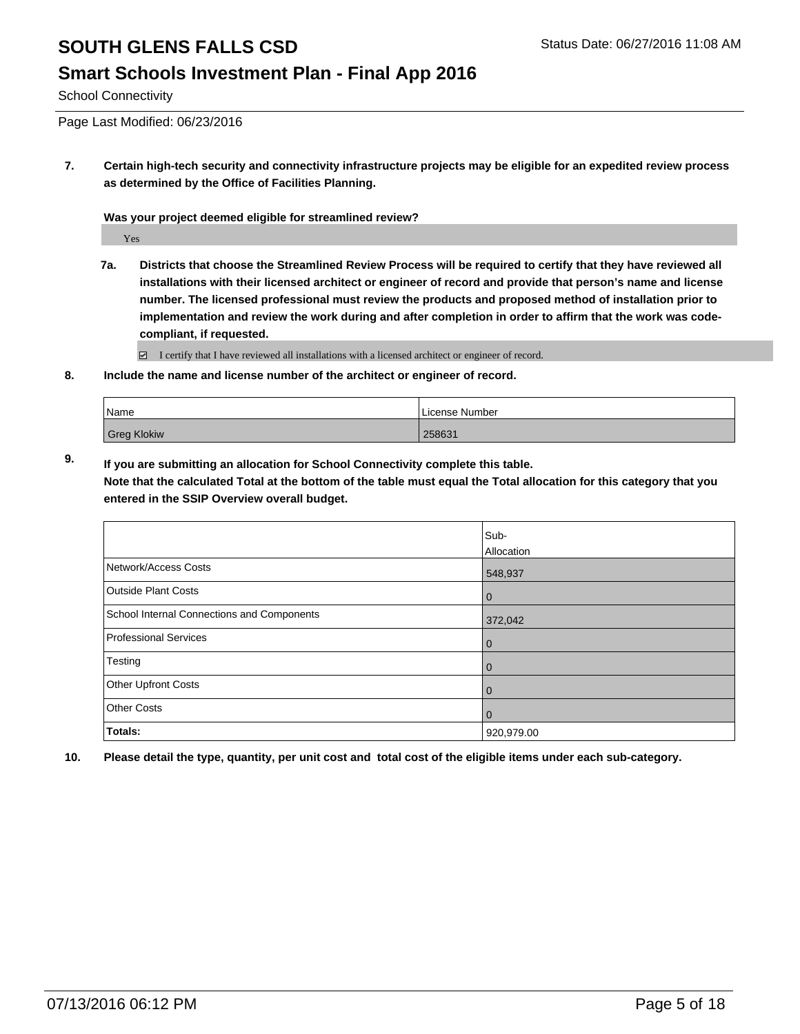# SOUTH GLENS FALLS CSD

## Smart Schools Investment Plan - Final App 2016

School Connectivity

Status Date: 06/27/2016 11:08 AM

Page Last Modified: 06/23/2016

**7. Certain high-tech security and connectivity infrastructure projects may be eligible for an expedited review process as determined by the Office of Facilities Planning.**

**Was your project deemed eligible for streamlined review?**

Yes

**7a. Districts that choose the Streamlined Review Process will be required to certify that they have reviewed all installations with their licensed architect or engineer of record and provide that person's name and license number. The licensed professional must review the products and proposed method of installation prior to implementation and review the work during and after completion in order to affirm that the work was code-compliant, if requested.**

☑ I certify that I have reviewed all installations with a licensed architect or engineer of record.

**8. Include the name and license number of the architect or engineer of record.**

| Name | License Number |
|---|---|
| Greg Klokiw | 258631 |

**9. If you are submitting an allocation for School Connectivity complete this table.**
**Note that the calculated Total at the bottom of the table must equal the Total allocation for this category that you entered in the SSIP Overview overall budget.**

| | Sub-Allocation |
|---|---|
| Network/Access Costs | 548,937 |
| Outside Plant Costs | 0 |
| School Internal Connections and Components | 372,042 |
| Professional Services | 0 |
| Testing | 0 |
| Other Upfront Costs | 0 |
| Other Costs | 0 |
| **Totals:** | 920,979.00 |

**10. Please detail the type, quantity, per unit cost and total cost of the eligible items under each sub-category.**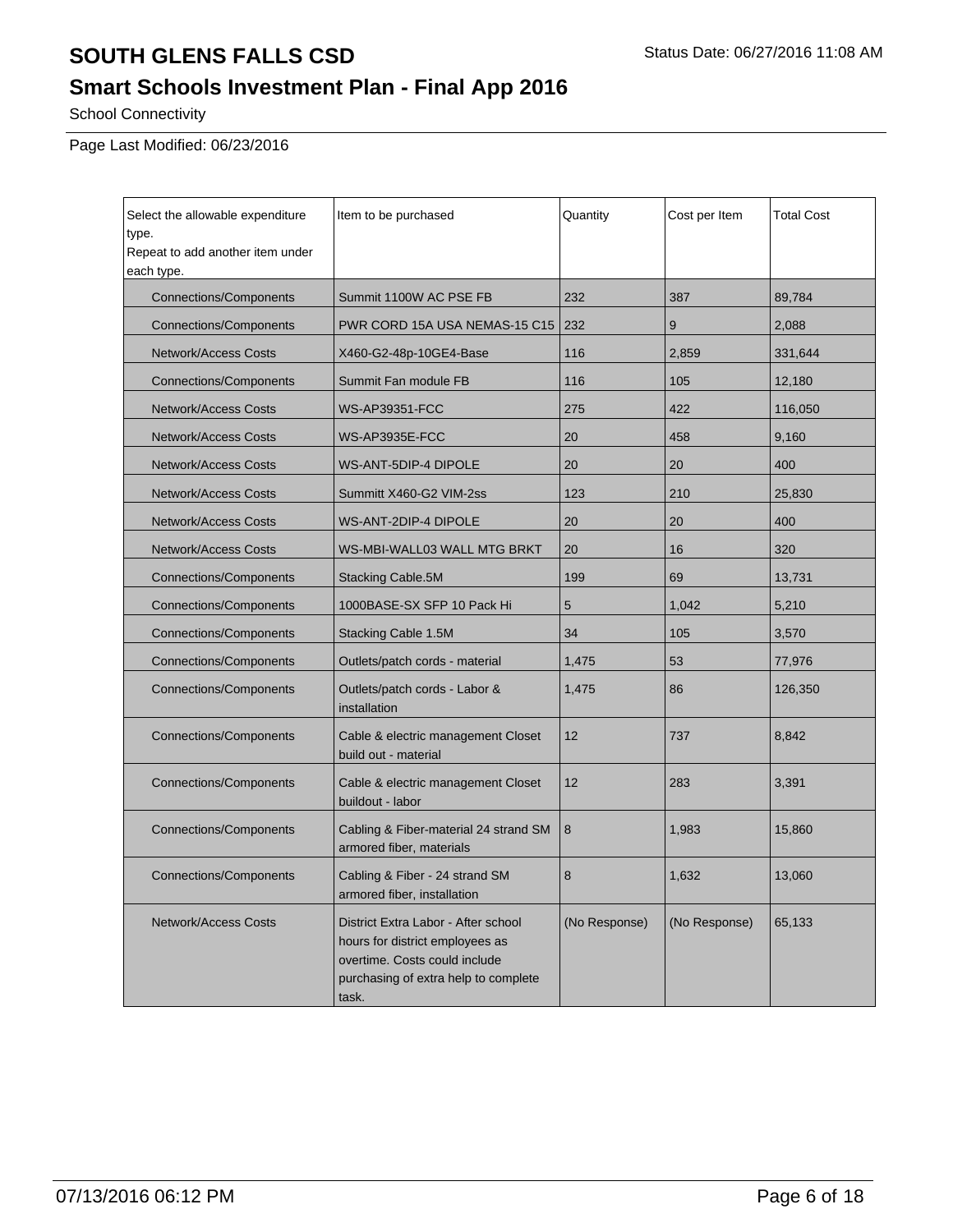# SOUTH GLENS FALLS CSD

Status Date: 06/27/2016 11:08 AM

## Smart Schools Investment Plan - Final App 2016

School Connectivity

Page Last Modified: 06/23/2016

| Select the allowable expenditure type. Repeat to add another item under each type. | Item to be purchased | Quantity | Cost per Item | Total Cost |
|---|---|---|---|---|
| Connections/Components | Summit 1100W AC PSE FB | 232 | 387 | 89,784 |
| Connections/Components | PWR CORD 15A USA NEMAS-15 C15 | 232 | 9 | 2,088 |
| Network/Access Costs | X460-G2-48p-10GE4-Base | 116 | 2,859 | 331,644 |
| Connections/Components | Summit Fan module FB | 116 | 105 | 12,180 |
| Network/Access Costs | WS-AP39351-FCC | 275 | 422 | 116,050 |
| Network/Access Costs | WS-AP3935E-FCC | 20 | 458 | 9,160 |
| Network/Access Costs | WS-ANT-5DIP-4 DIPOLE | 20 | 20 | 400 |
| Network/Access Costs | Summitt X460-G2 VIM-2ss | 123 | 210 | 25,830 |
| Network/Access Costs | WS-ANT-2DIP-4 DIPOLE | 20 | 20 | 400 |
| Network/Access Costs | WS-MBI-WALL03 WALL MTG BRKT | 20 | 16 | 320 |
| Connections/Components | Stacking Cable.5M | 199 | 69 | 13,731 |
| Connections/Components | 1000BASE-SX SFP 10 Pack Hi | 5 | 1,042 | 5,210 |
| Connections/Components | Stacking Cable 1.5M | 34 | 105 | 3,570 |
| Connections/Components | Outlets/patch cords - material | 1,475 | 53 | 77,976 |
| Connections/Components | Outlets/patch cords - Labor & installation | 1,475 | 86 | 126,350 |
| Connections/Components | Cable & electric management Closet build out - material | 12 | 737 | 8,842 |
| Connections/Components | Cable & electric management Closet buildout - labor | 12 | 283 | 3,391 |
| Connections/Components | Cabling & Fiber-material 24 strand SM armored fiber, materials | 8 | 1,983 | 15,860 |
| Connections/Components | Cabling & Fiber - 24 strand SM armored fiber, installation | 8 | 1,632 | 13,060 |
| Network/Access Costs | District Extra Labor - After school hours for district employees as overtime. Costs could include purchasing of extra help to complete task. | (No Response) | (No Response) | 65,133 |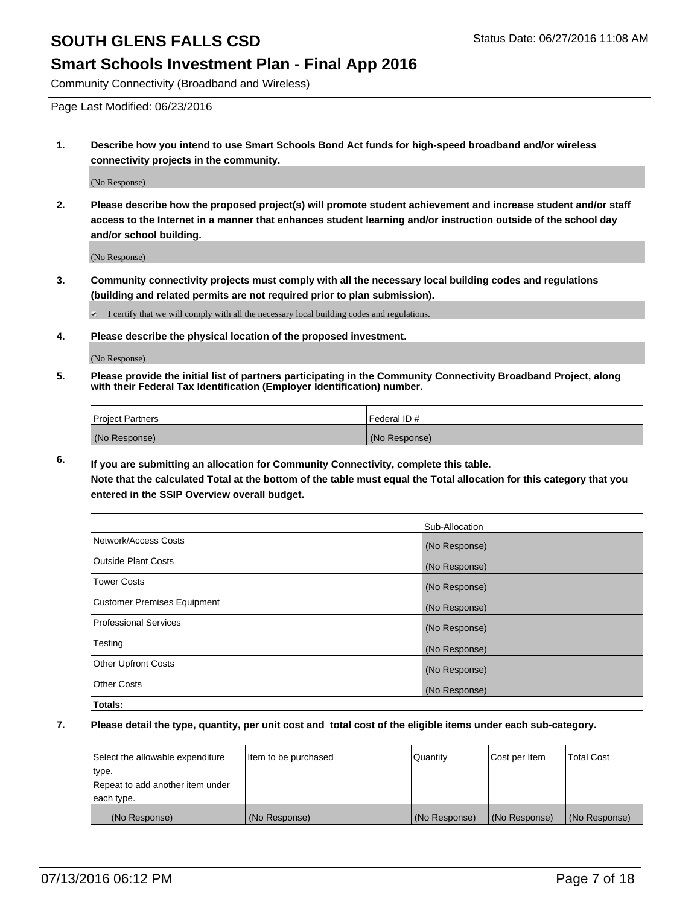# SOUTH GLENS FALLS CSD

Status Date: 06/27/2016 11:08 AM

## Smart Schools Investment Plan - Final App 2016

Community Connectivity (Broadband and Wireless)

Page Last Modified: 06/23/2016

**1. Describe how you intend to use Smart Schools Bond Act funds for high-speed broadband and/or wireless connectivity projects in the community.**

(No Response)

**2. Please describe how the proposed project(s) will promote student achievement and increase student and/or staff access to the Internet in a manner that enhances student learning and/or instruction outside of the school day and/or school building.**

(No Response)

**3. Community connectivity projects must comply with all the necessary local building codes and regulations (building and related permits are not required prior to plan submission).**

☑ I certify that we will comply with all the necessary local building codes and regulations.

**4. Please describe the physical location of the proposed investment.**

(No Response)

**5. Please provide the initial list of partners participating in the Community Connectivity Broadband Project, along with their Federal Tax Identification (Employer Identification) number.**

| Project Partners | Federal ID # |
| --- | --- |
| (No Response) | (No Response) |

**6. If you are submitting an allocation for Community Connectivity, complete this table.**
**Note that the calculated Total at the bottom of the table must equal the Total allocation for this category that you entered in the SSIP Overview overall budget.**

| | Sub-Allocation |
| --- | --- |
| Network/Access Costs | (No Response) |
| Outside Plant Costs | (No Response) |
| Tower Costs | (No Response) |
| Customer Premises Equipment | (No Response) |
| Professional Services | (No Response) |
| Testing | (No Response) |
| Other Upfront Costs | (No Response) |
| Other Costs | (No Response) |
| **Totals:** | |

**7. Please detail the type, quantity, per unit cost and total cost of the eligible items under each sub-category.**

| Select the allowable expenditure type. Repeat to add another item under each type. | Item to be purchased | Quantity | Cost per Item | Total Cost |
| --- | --- | --- | --- | --- |
| (No Response) | (No Response) | (No Response) | (No Response) | (No Response) |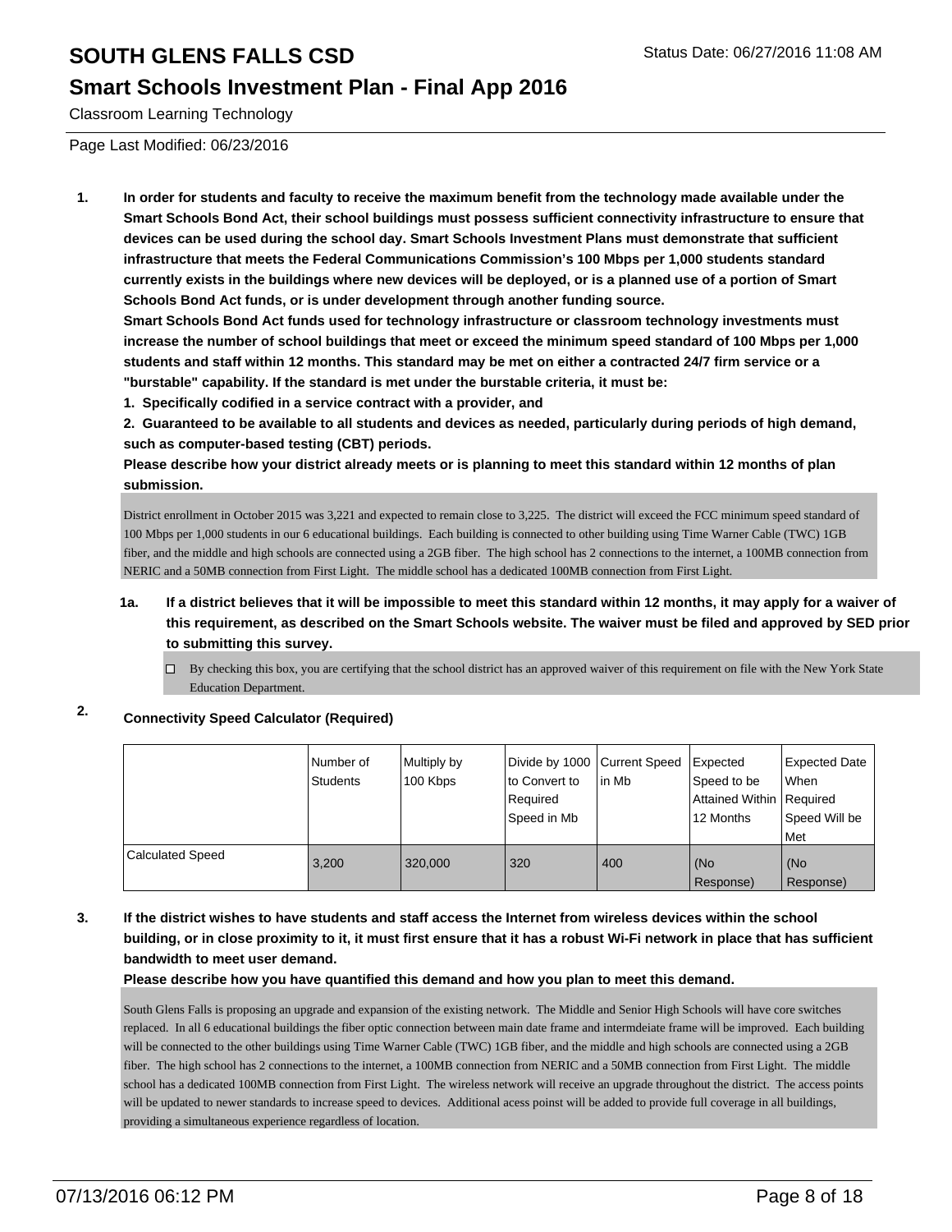# SOUTH GLENS FALLS CSD

## Smart Schools Investment Plan - Final App 2016

Classroom Learning Technology

Page Last Modified: 06/23/2016

**1. In order for students and faculty to receive the maximum benefit from the technology made available under the Smart Schools Bond Act, their school buildings must possess sufficient connectivity infrastructure to ensure that devices can be used during the school day. Smart Schools Investment Plans must demonstrate that sufficient infrastructure that meets the Federal Communications Commission's 100 Mbps per 1,000 students standard currently exists in the buildings where new devices will be deployed, or is a planned use of a portion of Smart Schools Bond Act funds, or is under development through another funding source.**

**Smart Schools Bond Act funds used for technology infrastructure or classroom technology investments must increase the number of school buildings that meet or exceed the minimum speed standard of 100 Mbps per 1,000 students and staff within 12 months. This standard may be met on either a contracted 24/7 firm service or a "burstable" capability. If the standard is met under the burstable criteria, it must be:**

**1. Specifically codified in a service contract with a provider, and**

**2. Guaranteed to be available to all students and devices as needed, particularly during periods of high demand, such as computer-based testing (CBT) periods.**

**Please describe how your district already meets or is planning to meet this standard within 12 months of plan submission.**

District enrollment in October 2015 was 3,221 and expected to remain close to 3,225. The district will exceed the FCC minimum speed standard of 100 Mbps per 1,000 students in our 6 educational buildings. Each building is connected to other building using Time Warner Cable (TWC) 1GB fiber, and the middle and high schools are connected using a 2GB fiber. The high school has 2 connections to the internet, a 100MB connection from NERIC and a 50MB connection from First Light. The middle school has a dedicated 100MB connection from First Light.

**1a. If a district believes that it will be impossible to meet this standard within 12 months, it may apply for a waiver of this requirement, as described on the Smart Schools website. The waiver must be filed and approved by SED prior to submitting this survey.**

☐ By checking this box, you are certifying that the school district has an approved waiver of this requirement on file with the New York State Education Department.

**2. Connectivity Speed Calculator (Required)**

| | Number of Students | Multiply by 100 Kbps | Divide by 1000 to Convert to Required Speed in Mb | Current Speed in Mb | Expected Speed to be Attained Within 12 Months | Expected Date When Required Speed Will be Met |
|---|---|---|---|---|---|---|
| Calculated Speed | 3,200 | 320,000 | 320 | 400 | (No Response) | (No Response) |

**3. If the district wishes to have students and staff access the Internet from wireless devices within the school building, or in close proximity to it, it must first ensure that it has a robust Wi-Fi network in place that has sufficient bandwidth to meet user demand.**

**Please describe how you have quantified this demand and how you plan to meet this demand.**

South Glens Falls is proposing an upgrade and expansion of the existing network. The Middle and Senior High Schools will have core switches replaced. In all 6 educational buildings the fiber optic connection between main date frame and intermdeiate frame will be improved. Each building will be connected to the other buildings using Time Warner Cable (TWC) 1GB fiber, and the middle and high schools are connected using a 2GB fiber. The high school has 2 connections to the internet, a 100MB connection from NERIC and a 50MB connection from First Light. The middle school has a dedicated 100MB connection from First Light. The wireless network will receive an upgrade throughout the district. The access points will be updated to newer standards to increase speed to devices. Additional acess poinst will be added to provide full coverage in all buildings, providing a simultaneous experience regardless of location.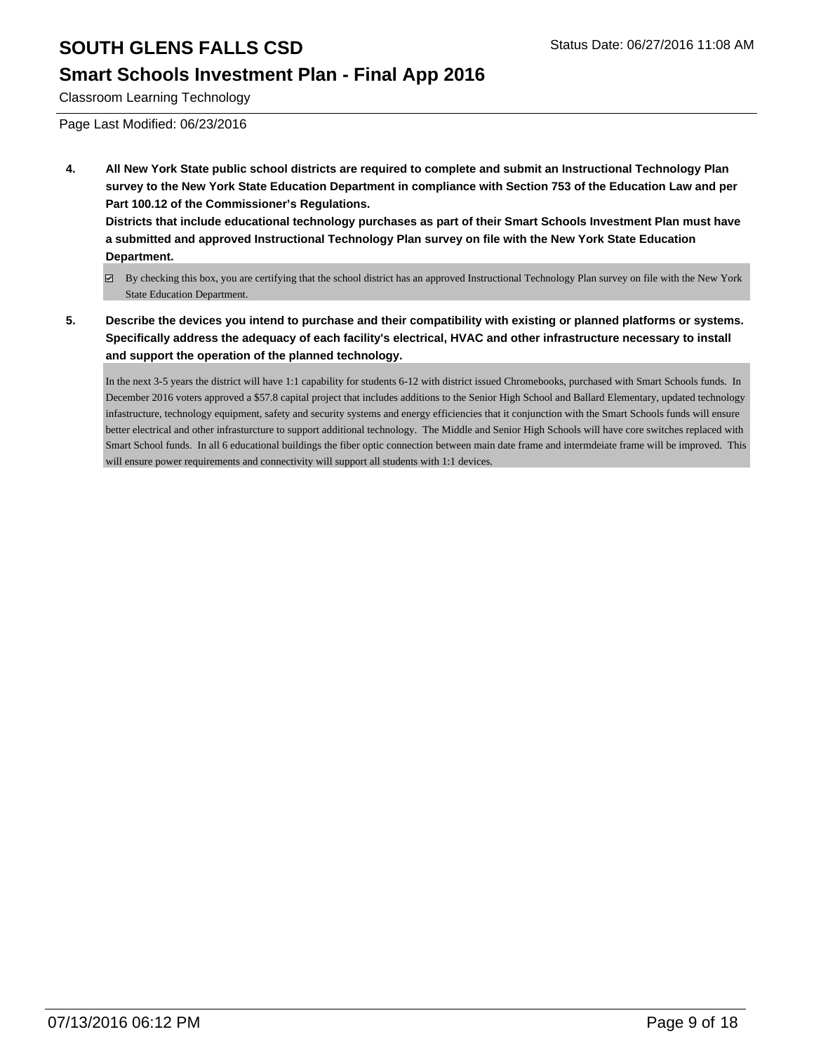Classroom Learning Technology

Page Last Modified: 06/23/2016

**4. All New York State public school districts are required to complete and submit an Instructional Technology Plan survey to the New York State Education Department in compliance with Section 753 of the Education Law and per Part 100.12 of the Commissioner's Regulations.**

**Districts that include educational technology purchases as part of their Smart Schools Investment Plan must have a submitted and approved Instructional Technology Plan survey on file with the New York State Education Department.**

☑ By checking this box, you are certifying that the school district has an approved Instructional Technology Plan survey on file with the New York State Education Department.

**5. Describe the devices you intend to purchase and their compatibility with existing or planned platforms or systems. Specifically address the adequacy of each facility's electrical, HVAC and other infrastructure necessary to install and support the operation of the planned technology.**

In the next 3-5 years the district will have 1:1 capability for students 6-12 with district issued Chromebooks, purchased with Smart Schools funds. In December 2016 voters approved a $57.8 capital project that includes additions to the Senior High School and Ballard Elementary, updated technology infastructure, technology equipment, safety and security systems and energy efficiencies that it conjunction with the Smart Schools funds will ensure better electrical and other infrasturcture to support additional technology. The Middle and Senior High Schools will have core switches replaced with Smart School funds. In all 6 educational buildings the fiber optic connection between main date frame and intermdeiate frame will be improved. This will ensure power requirements and connectivity will support all students with 1:1 devices.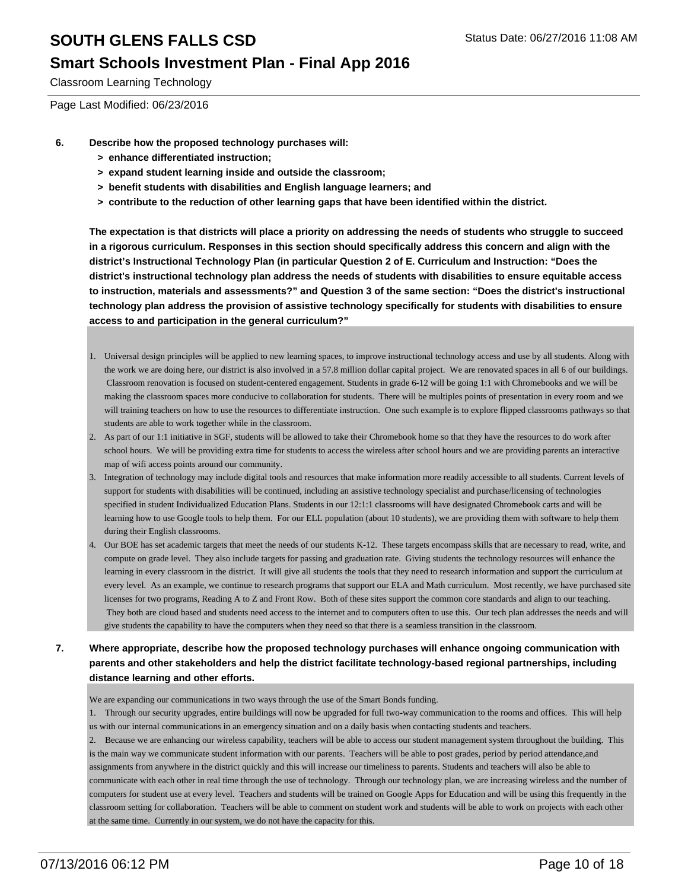**6. Describe how the proposed technology purchases will:**

- **> enhance differentiated instruction;**
- **> expand student learning inside and outside the classroom;**
- **> benefit students with disabilities and English language learners; and**
- **> contribute to the reduction of other learning gaps that have been identified within the district.**

**The expectation is that districts will place a priority on addressing the needs of students who struggle to succeed in a rigorous curriculum. Responses in this section should specifically address this concern and align with the district's Instructional Technology Plan (in particular Question 2 of E. Curriculum and Instruction: "Does the district's instructional technology plan address the needs of students with disabilities to ensure equitable access to instruction, materials and assessments?" and Question 3 of the same section: "Does the district's instructional technology plan address the provision of assistive technology specifically for students with disabilities to ensure access to and participation in the general curriculum?"**

1. Universal design principles will be applied to new learning spaces, to improve instructional technology access and use by all students. Along with the work we are doing here, our district is also involved in a 57.8 million dollar capital project. We are renovated spaces in all 6 of our buildings. Classroom renovation is focused on student-centered engagement. Students in grade 6-12 will be going 1:1 with Chromebooks and we will be making the classroom spaces more conducive to collaboration for students. There will be multiples points of presentation in every room and we will training teachers on how to use the resources to differentiate instruction. One such example is to explore flipped classrooms pathways so that students are able to work together while in the classroom.
2. As part of our 1:1 initiative in SGF, students will be allowed to take their Chromebook home so that they have the resources to do work after school hours. We will be providing extra time for students to access the wireless after school hours and we are providing parents an interactive map of wifi access points around our community.
3. Integration of technology may include digital tools and resources that make information more readily accessible to all students. Current levels of support for students with disabilities will be continued, including an assistive technology specialist and purchase/licensing of technologies specified in student Individualized Education Plans. Students in our 12:1:1 classrooms will have designated Chromebook carts and will be learning how to use Google tools to help them. For our ELL population (about 10 students), we are providing them with software to help them during their English classrooms.
4. Our BOE has set academic targets that meet the needs of our students K-12. These targets encompass skills that are necessary to read, write, and compute on grade level. They also include targets for passing and graduation rate. Giving students the technology resources will enhance the learning in every classroom in the district. It will give all students the tools that they need to research information and support the curriculum at every level. As an example, we continue to research programs that support our ELA and Math curriculum. Most recently, we have purchased site licenses for two programs, Reading A to Z and Front Row. Both of these sites support the common core standards and align to our teaching. They both are cloud based and students need access to the internet and to computers often to use this. Our tech plan addresses the needs and will give students the capability to have the computers when they need so that there is a seamless transition in the classroom.

**7. Where appropriate, describe how the proposed technology purchases will enhance ongoing communication with parents and other stakeholders and help the district facilitate technology-based regional partnerships, including distance learning and other efforts.**

We are expanding our communications in two ways through the use of the Smart Bonds funding.

1. Through our security upgrades, entire buildings will now be upgraded for full two-way communication to the rooms and offices. This will help us with our internal communications in an emergency situation and on a daily basis when contacting students and teachers.
2. Because we are enhancing our wireless capability, teachers will be able to access our student management system throughout the building. This is the main way we communicate student information with our parents. Teachers will be able to post grades, period by period attendance,and assignments from anywhere in the district quickly and this will increase our timeliness to parents. Students and teachers will also be able to communicate with each other in real time through the use of technology. Through our technology plan, we are increasing wireless and the number of computers for student use at every level. Teachers and students will be trained on Google Apps for Education and will be using this frequently in the classroom setting for collaboration. Teachers will be able to comment on student work and students will be able to work on projects with each other at the same time. Currently in our system, we do not have the capacity for this.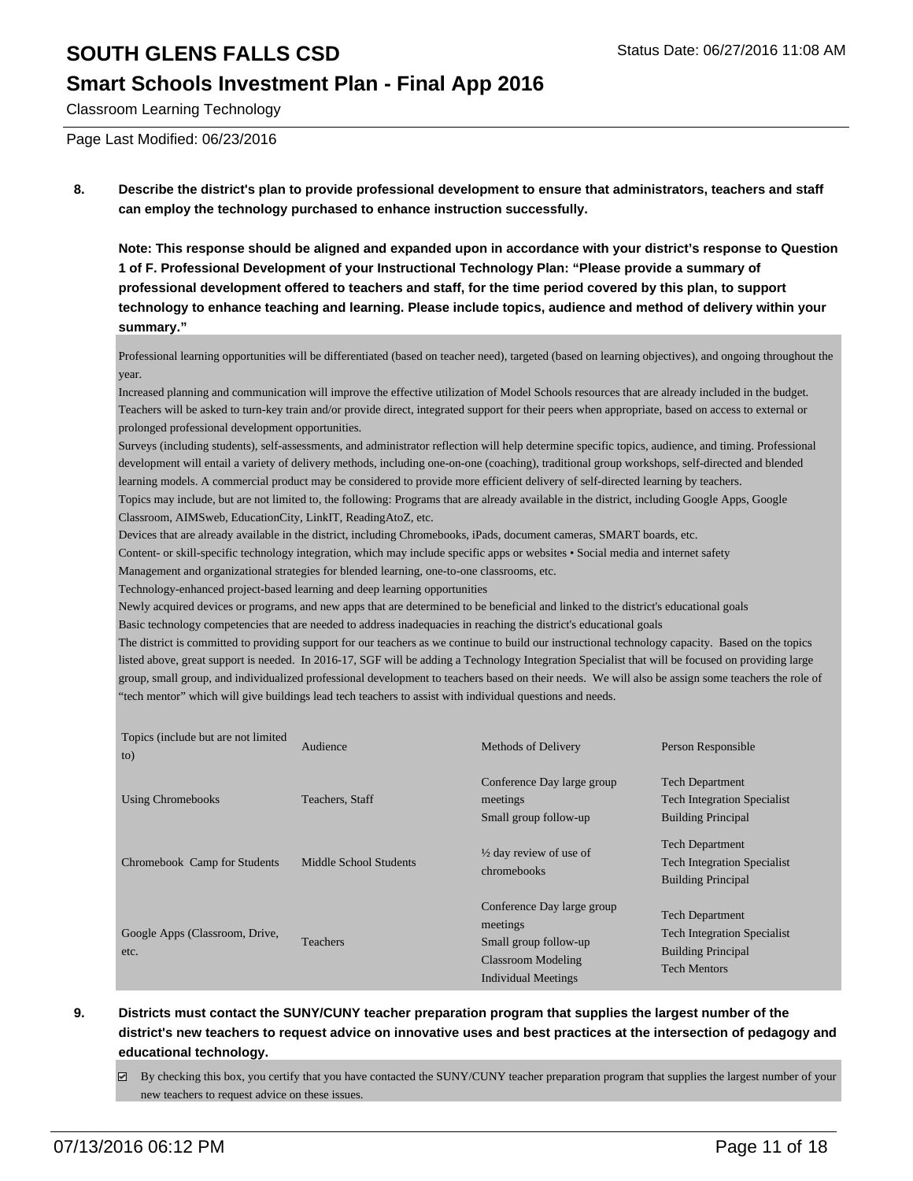Classroom Learning Technology

Page Last Modified: 06/23/2016

**8. Describe the district's plan to provide professional development to ensure that administrators, teachers and staff can employ the technology purchased to enhance instruction successfully.**

**Note: This response should be aligned and expanded upon in accordance with your district's response to Question 1 of F. Professional Development of your Instructional Technology Plan: "Please provide a summary of professional development offered to teachers and staff, for the time period covered by this plan, to support technology to enhance teaching and learning. Please include topics, audience and method of delivery within your summary."**

Professional learning opportunities will be differentiated (based on teacher need), targeted (based on learning objectives), and ongoing throughout the year.
Increased planning and communication will improve the effective utilization of Model Schools resources that are already included in the budget. Teachers will be asked to turn-key train and/or provide direct, integrated support for their peers when appropriate, based on access to external or prolonged professional development opportunities.
Surveys (including students), self-assessments, and administrator reflection will help determine specific topics, audience, and timing. Professional development will entail a variety of delivery methods, including one-on-one (coaching), traditional group workshops, self-directed and blended learning models. A commercial product may be considered to provide more efficient delivery of self-directed learning by teachers.
Topics may include, but are not limited to, the following: Programs that are already available in the district, including Google Apps, Google Classroom, AIMSweb, EducationCity, LinkIT, ReadingAtoZ, etc.
Devices that are already available in the district, including Chromebooks, iPads, document cameras, SMART boards, etc.
Content- or skill-specific technology integration, which may include specific apps or websites • Social media and internet safety
Management and organizational strategies for blended learning, one-to-one classrooms, etc.
Technology-enhanced project-based learning and deep learning opportunities
Newly acquired devices or programs, and new apps that are determined to be beneficial and linked to the district's educational goals
Basic technology competencies that are needed to address inadequacies in reaching the district's educational goals
The district is committed to providing support for our teachers as we continue to build our instructional technology capacity. Based on the topics listed above, great support is needed. In 2016-17, SGF will be adding a Technology Integration Specialist that will be focused on providing large group, small group, and individualized professional development to teachers based on their needs. We will also be assign some teachers the role of "tech mentor" which will give buildings lead tech teachers to assist with individual questions and needs.

| Topics (include but are not limited to) | Audience | Methods of Delivery | Person Responsible |
|---|---|---|---|
| Using Chromebooks | Teachers, Staff | Conference Day large group meetings<br>Small group follow-up | Tech Department<br>Tech Integration Specialist<br>Building Principal |
| Chromebook Camp for Students | Middle School Students | ½ day review of use of chromebooks | Tech Department<br>Tech Integration Specialist<br>Building Principal |
| Google Apps (Classroom, Drive, etc. | Teachers | Conference Day large group meetings<br>Small group follow-up<br>Classroom Modeling<br>Individual Meetings | Tech Department<br>Tech Integration Specialist<br>Building Principal<br>Tech Mentors |

**9. Districts must contact the SUNY/CUNY teacher preparation program that supplies the largest number of the district's new teachers to request advice on innovative uses and best practices at the intersection of pedagogy and educational technology.**

☑ By checking this box, you certify that you have contacted the SUNY/CUNY teacher preparation program that supplies the largest number of your new teachers to request advice on these issues.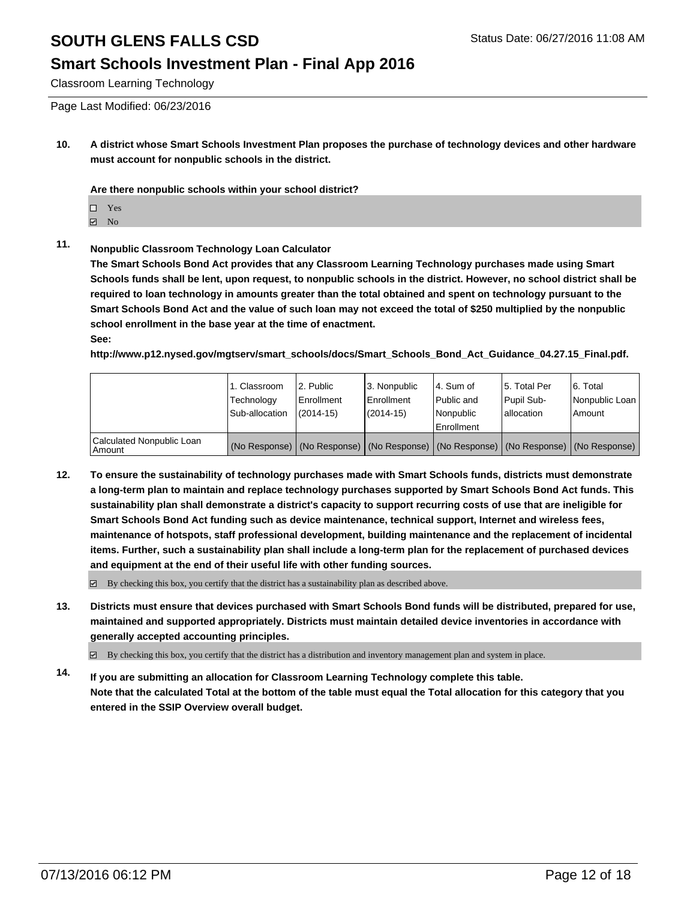# SOUTH GLENS FALLS CSD

## Smart Schools Investment Plan - Final App 2016

Classroom Learning Technology

Page Last Modified: 06/23/2016

**10. A district whose Smart Schools Investment Plan proposes the purchase of technology devices and other hardware must account for nonpublic schools in the district.**

**Are there nonpublic schools within your school district?**

- ☐ Yes
- ☑ No

**11. Nonpublic Classroom Technology Loan Calculator**

**The Smart Schools Bond Act provides that any Classroom Learning Technology purchases made using Smart Schools funds shall be lent, upon request, to nonpublic schools in the district. However, no school district shall be required to loan technology in amounts greater than the total obtained and spent on technology pursuant to the Smart Schools Bond Act and the value of such loan may not exceed the total of $250 multiplied by the nonpublic school enrollment in the base year at the time of enactment.**

**See:**

**http://www.p12.nysed.gov/mgtserv/smart_schools/docs/Smart_Schools_Bond_Act_Guidance_04.27.15_Final.pdf.**

| | 1. Classroom Technology Sub-allocation | 2. Public Enrollment (2014-15) | 3. Nonpublic Enrollment (2014-15) | 4. Sum of Public and Nonpublic Enrollment | 5. Total Per Pupil Sub-allocation | 6. Total Nonpublic Loan Amount |
|---|---|---|---|---|---|---|
| Calculated Nonpublic Loan Amount | (No Response) | (No Response) | (No Response) | (No Response) | (No Response) | (No Response) |

**12. To ensure the sustainability of technology purchases made with Smart Schools funds, districts must demonstrate a long-term plan to maintain and replace technology purchases supported by Smart Schools Bond Act funds. This sustainability plan shall demonstrate a district's capacity to support recurring costs of use that are ineligible for Smart Schools Bond Act funding such as device maintenance, technical support, Internet and wireless fees, maintenance of hotspots, staff professional development, building maintenance and the replacement of incidental items. Further, such a sustainability plan shall include a long-term plan for the replacement of purchased devices and equipment at the end of their useful life with other funding sources.**

☑ By checking this box, you certify that the district has a sustainability plan as described above.

**13. Districts must ensure that devices purchased with Smart Schools Bond funds will be distributed, prepared for use, maintained and supported appropriately. Districts must maintain detailed device inventories in accordance with generally accepted accounting principles.**

☑ By checking this box, you certify that the district has a distribution and inventory management plan and system in place.

**14. If you are submitting an allocation for Classroom Learning Technology complete this table.**
**Note that the calculated Total at the bottom of the table must equal the Total allocation for this category that you entered in the SSIP Overview overall budget.**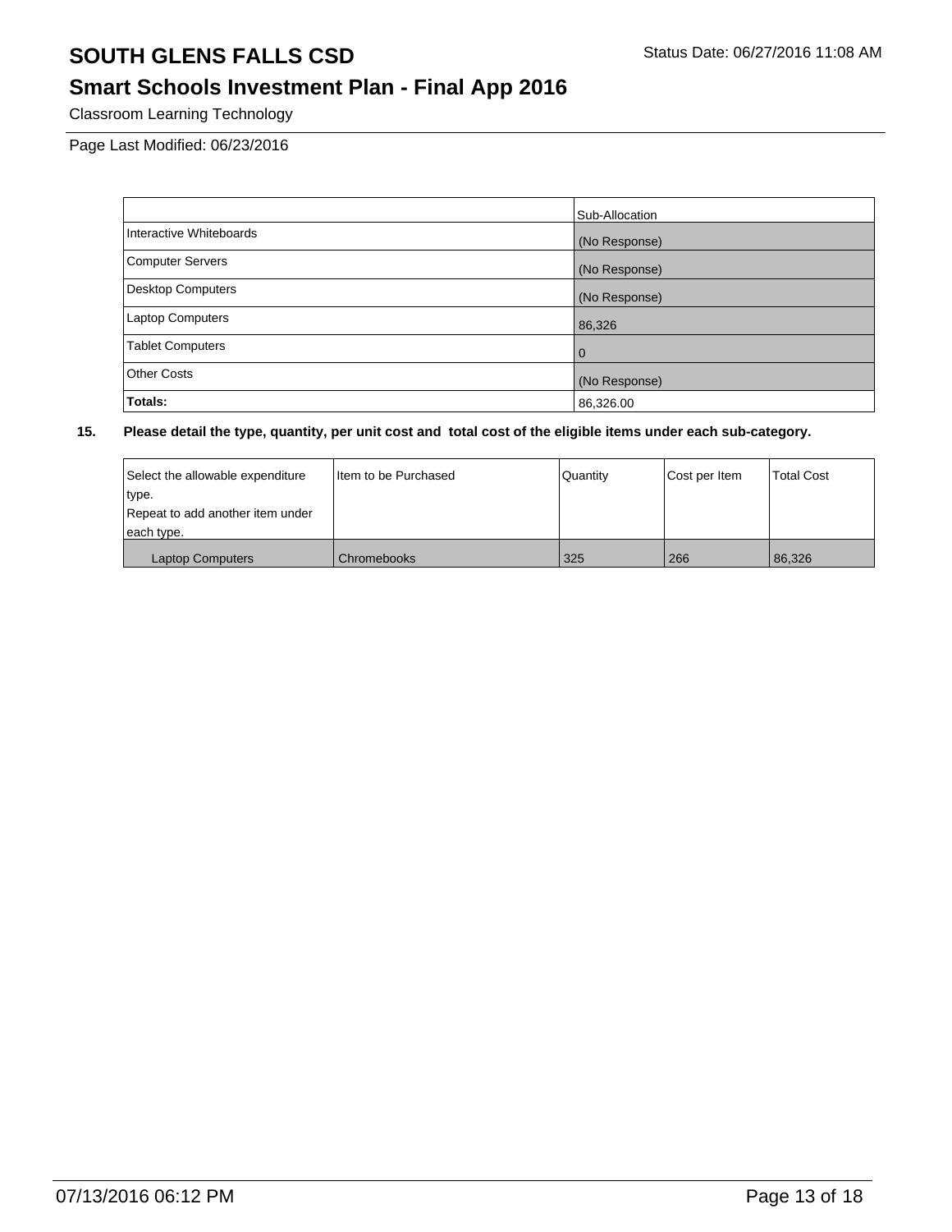# SOUTH GLENS FALLS CSD

## Smart Schools Investment Plan - Final App 2016

Classroom Learning Technology

Page Last Modified: 06/23/2016

| | Sub-Allocation |
|---|---|
| Interactive Whiteboards | (No Response) |
| Computer Servers | (No Response) |
| Desktop Computers | (No Response) |
| Laptop Computers | 86,326 |
| Tablet Computers | 0 |
| Other Costs | (No Response) |
| **Totals:** | 86,326.00 |

**15. Please detail the type, quantity, per unit cost and total cost of the eligible items under each sub-category.**

| Select the allowable expenditure type. Repeat to add another item under each type. | Item to be Purchased | Quantity | Cost per Item | Total Cost |
|---|---|---|---|---|
| Laptop Computers | Chromebooks | 325 | 266 | 86,326 |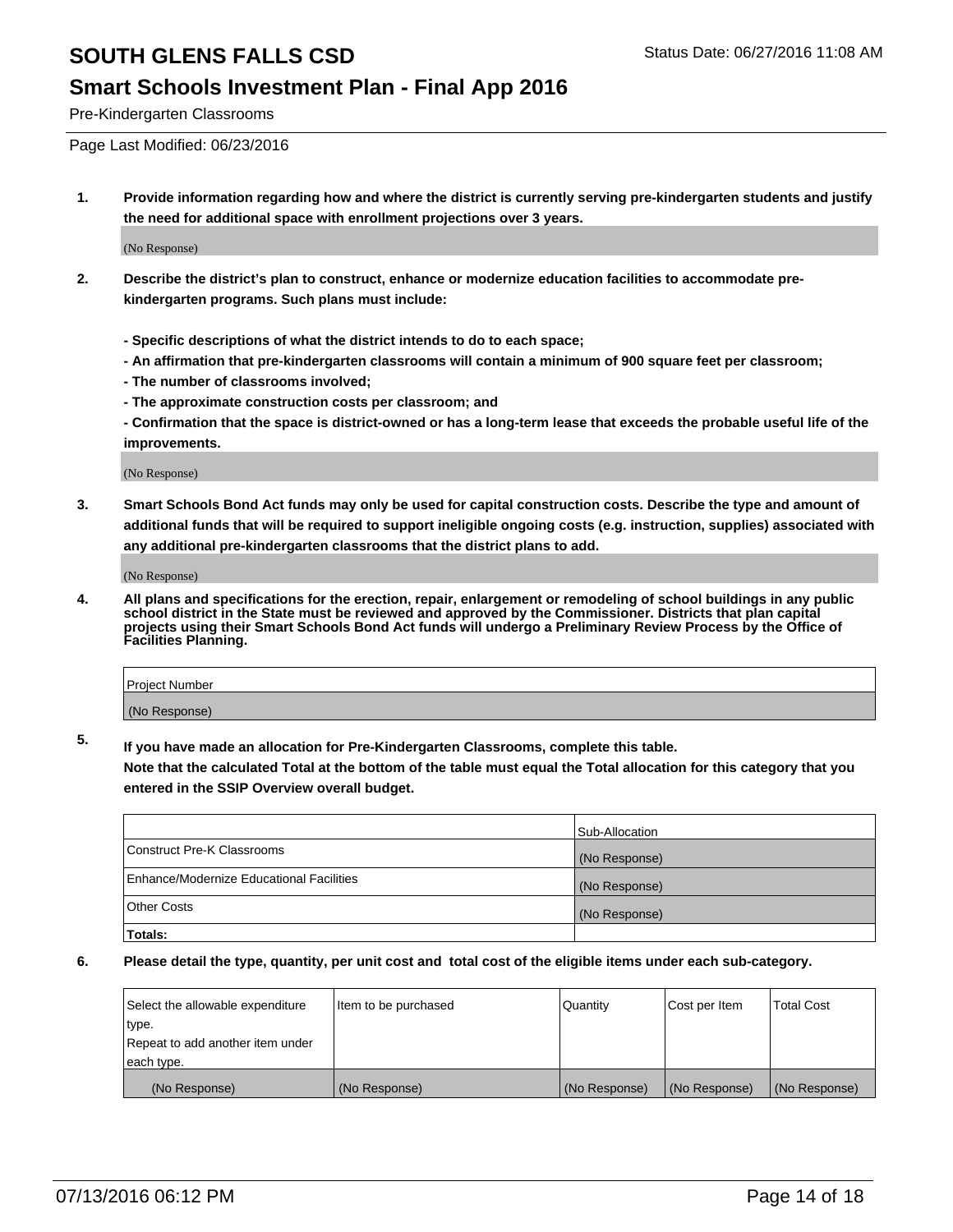# SOUTH GLENS FALLS CSD

Status Date: 06/27/2016 11:08 AM

## Smart Schools Investment Plan - Final App 2016

Pre-Kindergarten Classrooms

Page Last Modified: 06/23/2016

**1. Provide information regarding how and where the district is currently serving pre-kindergarten students and justify the need for additional space with enrollment projections over 3 years.**

(No Response)

**2. Describe the district's plan to construct, enhance or modernize education facilities to accommodate pre-kindergarten programs. Such plans must include:**

**- Specific descriptions of what the district intends to do to each space;**
**- An affirmation that pre-kindergarten classrooms will contain a minimum of 900 square feet per classroom;**
**- The number of classrooms involved;**
**- The approximate construction costs per classroom; and**
**- Confirmation that the space is district-owned or has a long-term lease that exceeds the probable useful life of the improvements.**

(No Response)

**3. Smart Schools Bond Act funds may only be used for capital construction costs. Describe the type and amount of additional funds that will be required to support ineligible ongoing costs (e.g. instruction, supplies) associated with any additional pre-kindergarten classrooms that the district plans to add.**

(No Response)

**4. All plans and specifications for the erection, repair, enlargement or remodeling of school buildings in any public school district in the State must be reviewed and approved by the Commissioner. Districts that plan capital projects using their Smart Schools Bond Act funds will undergo a Preliminary Review Process by the Office of Facilities Planning.**

| Project Number |
| --- |
| (No Response) |

**5. If you have made an allocation for Pre-Kindergarten Classrooms, complete this table.**
**Note that the calculated Total at the bottom of the table must equal the Total allocation for this category that you entered in the SSIP Overview overall budget.**

| | Sub-Allocation |
| --- | --- |
| Construct Pre-K Classrooms | (No Response) |
| Enhance/Modernize Educational Facilities | (No Response) |
| Other Costs | (No Response) |
| **Totals:** | |

**6. Please detail the type, quantity, per unit cost and total cost of the eligible items under each sub-category.**

| Select the allowable expenditure type. Repeat to add another item under each type. | Item to be purchased | Quantity | Cost per Item | Total Cost |
| --- | --- | --- | --- | --- |
| (No Response) | (No Response) | (No Response) | (No Response) | (No Response) |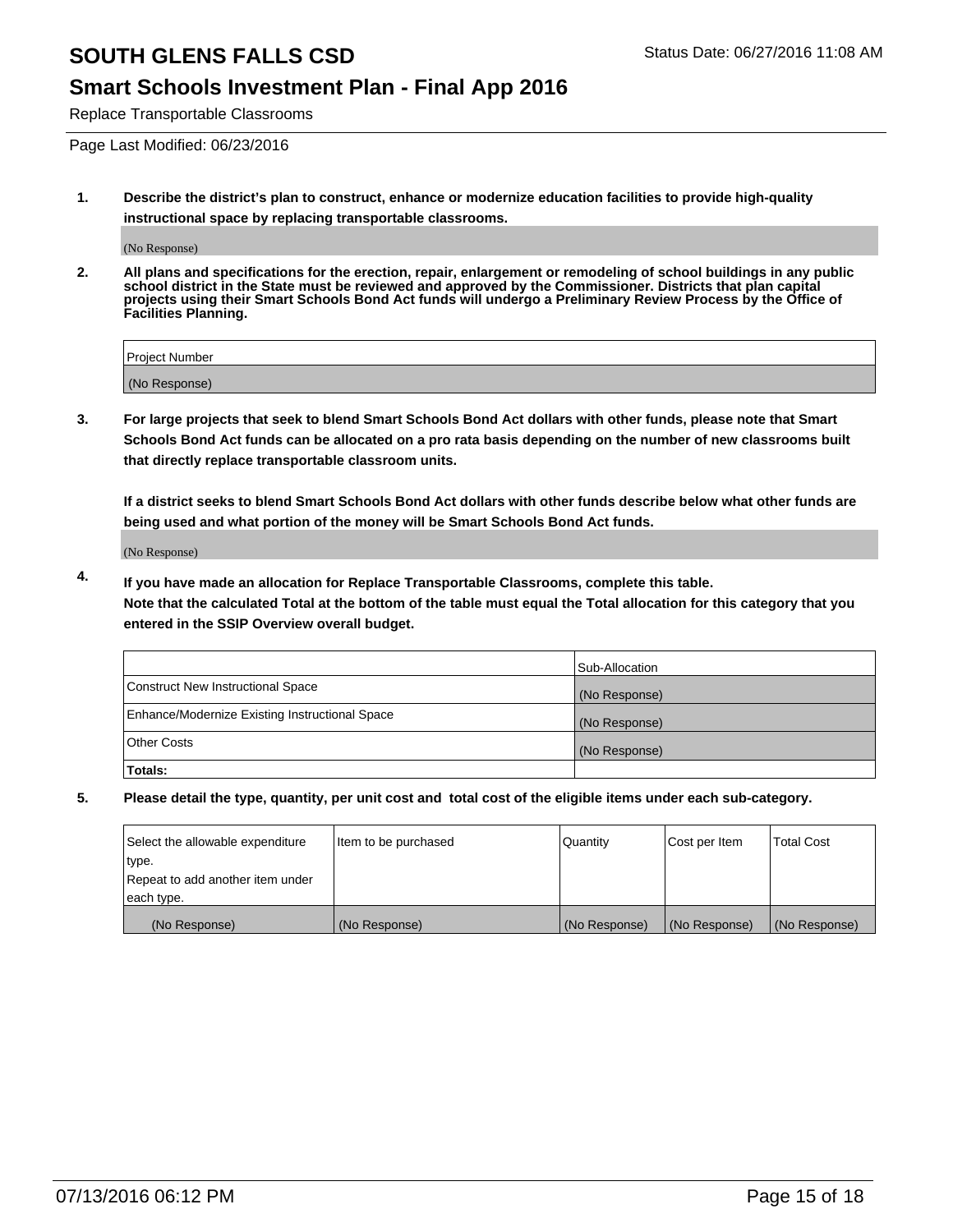# SOUTH GLENS FALLS CSD

Status Date: 06/27/2016 11:08 AM

## Smart Schools Investment Plan - Final App 2016

Replace Transportable Classrooms

Page Last Modified: 06/23/2016

**1. Describe the district's plan to construct, enhance or modernize education facilities to provide high-quality instructional space by replacing transportable classrooms.**

(No Response)

**2. All plans and specifications for the erection, repair, enlargement or remodeling of school buildings in any public school district in the State must be reviewed and approved by the Commissioner. Districts that plan capital projects using their Smart Schools Bond Act funds will undergo a Preliminary Review Process by the Office of Facilities Planning.**

| Project Number |
|---|
| (No Response) |

**3. For large projects that seek to blend Smart Schools Bond Act dollars with other funds, please note that Smart Schools Bond Act funds can be allocated on a pro rata basis depending on the number of new classrooms built that directly replace transportable classroom units.**

**If a district seeks to blend Smart Schools Bond Act dollars with other funds describe below what other funds are being used and what portion of the money will be Smart Schools Bond Act funds.**

(No Response)

**4. If you have made an allocation for Replace Transportable Classrooms, complete this table. Note that the calculated Total at the bottom of the table must equal the Total allocation for this category that you entered in the SSIP Overview overall budget.**

| | Sub-Allocation |
|---|---|
| Construct New Instructional Space | (No Response) |
| Enhance/Modernize Existing Instructional Space | (No Response) |
| Other Costs | (No Response) |
| **Totals:** | |

**5. Please detail the type, quantity, per unit cost and total cost of the eligible items under each sub-category.**

| Select the allowable expenditure type. Repeat to add another item under each type. | Item to be purchased | Quantity | Cost per Item | Total Cost |
|---|---|---|---|---|
| (No Response) | (No Response) | (No Response) | (No Response) | (No Response) |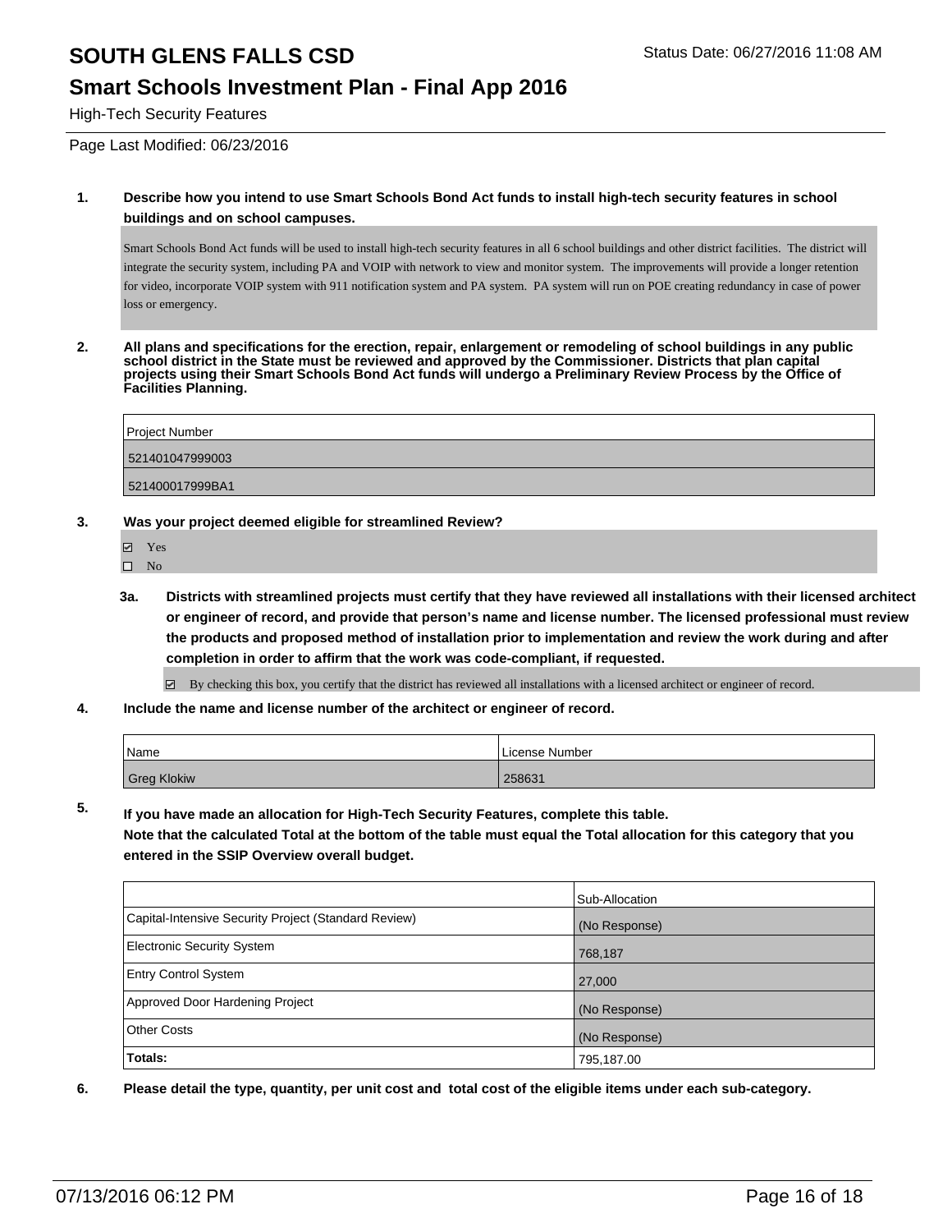# SOUTH GLENS FALLS CSD

## Smart Schools Investment Plan - Final App 2016

High-Tech Security Features

Status Date: 06/27/2016 11:08 AM

Page Last Modified: 06/23/2016

**1. Describe how you intend to use Smart Schools Bond Act funds to install high-tech security features in school buildings and on school campuses.**

Smart Schools Bond Act funds will be used to install high-tech security features in all 6 school buildings and other district facilities. The district will integrate the security system, including PA and VOIP with network to view and monitor system. The improvements will provide a longer retention for video, incorporate VOIP system with 911 notification system and PA system. PA system will run on POE creating redundancy in case of power loss or emergency.

**2. All plans and specifications for the erection, repair, enlargement or remodeling of school buildings in any public school district in the State must be reviewed and approved by the Commissioner. Districts that plan capital projects using their Smart Schools Bond Act funds will undergo a Preliminary Review Process by the Office of Facilities Planning.**

| Project Number |
|---|
| 521401047999003 |
| 521400017999BA1 |

**3. Was your project deemed eligible for streamlined Review?**

- ☑ Yes
- ☐ No

**3a. Districts with streamlined projects must certify that they have reviewed all installations with their licensed architect or engineer of record, and provide that person's name and license number. The licensed professional must review the products and proposed method of installation prior to implementation and review the work during and after completion in order to affirm that the work was code-compliant, if requested.**

- ☑ By checking this box, you certify that the district has reviewed all installations with a licensed architect or engineer of record.

**4. Include the name and license number of the architect or engineer of record.**

| Name | License Number |
|---|---|
| Greg Klokiw | 258631 |

**5. If you have made an allocation for High-Tech Security Features, complete this table. Note that the calculated Total at the bottom of the table must equal the Total allocation for this category that you entered in the SSIP Overview overall budget.**

| | Sub-Allocation |
|---|---|
| Capital-Intensive Security Project (Standard Review) | (No Response) |
| Electronic Security System | 768,187 |
| Entry Control System | 27,000 |
| Approved Door Hardening Project | (No Response) |
| Other Costs | (No Response) |
| **Totals:** | 795,187.00 |

**6. Please detail the type, quantity, per unit cost and total cost of the eligible items under each sub-category.**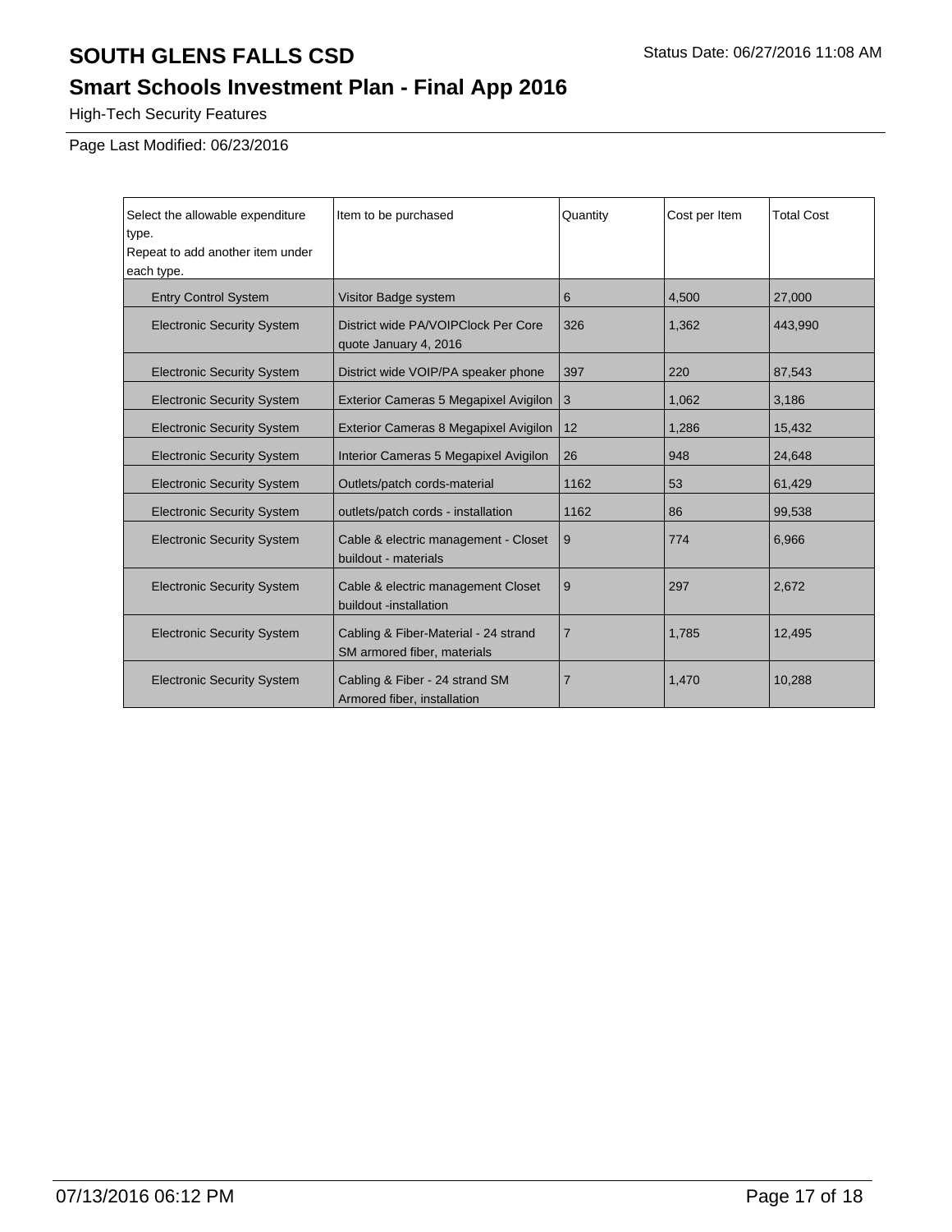# SOUTH GLENS FALLS CSD

Status Date: 06/27/2016 11:08 AM

## Smart Schools Investment Plan - Final App 2016

High-Tech Security Features

Page Last Modified: 06/23/2016

| Select the allowable expenditure type. Repeat to add another item under each type. | Item to be purchased | Quantity | Cost per Item | Total Cost |
|---|---|---|---|---|
| Entry Control System | Visitor Badge system | 6 | 4,500 | 27,000 |
| Electronic Security System | District wide PA/VOIPClock Per Core quote January 4, 2016 | 326 | 1,362 | 443,990 |
| Electronic Security System | District wide VOIP/PA speaker phone | 397 | 220 | 87,543 |
| Electronic Security System | Exterior Cameras 5 Megapixel Avigilon | 3 | 1,062 | 3,186 |
| Electronic Security System | Exterior Cameras 8 Megapixel Avigilon | 12 | 1,286 | 15,432 |
| Electronic Security System | Interior Cameras 5 Megapixel Avigilon | 26 | 948 | 24,648 |
| Electronic Security System | Outlets/patch cords-material | 1162 | 53 | 61,429 |
| Electronic Security System | outlets/patch cords - installation | 1162 | 86 | 99,538 |
| Electronic Security System | Cable & electric management - Closet buildout - materials | 9 | 774 | 6,966 |
| Electronic Security System | Cable & electric management Closet buildout -installation | 9 | 297 | 2,672 |
| Electronic Security System | Cabling & Fiber-Material - 24 strand SM armored fiber, materials | 7 | 1,785 | 12,495 |
| Electronic Security System | Cabling & Fiber - 24 strand SM Armored fiber, installation | 7 | 1,470 | 10,288 |